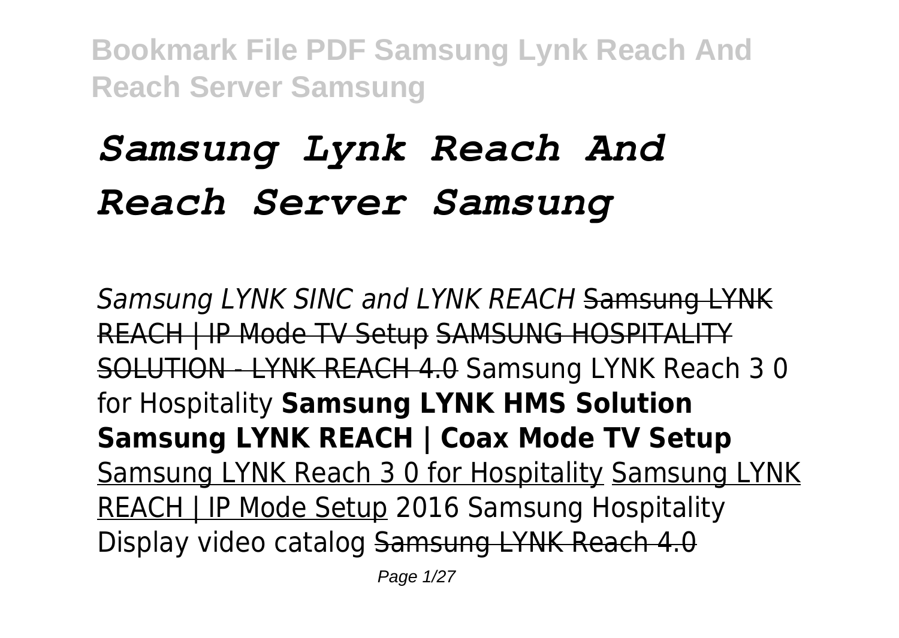# *Samsung Lynk Reach And Reach Server Samsung*

*Samsung LYNK SINC and LYNK REACH* ~~Samsung LYNK REACH | IP Mode TV Setup~~ ~~SAMSUNG HOSPITALITY SOLUTION - LYNK REACH 4.0~~ Samsung LYNK Reach 3 0 for Hospitality **Samsung LYNK HMS Solution** **Samsung LYNK REACH | Coax Mode TV Setup** Samsung LYNK Reach 3 0 for Hospitality Samsung LYNK REACH | IP Mode Setup 2016 Samsung Hospitality Display video catalog ~~Samsung LYNK Reach 4.0~~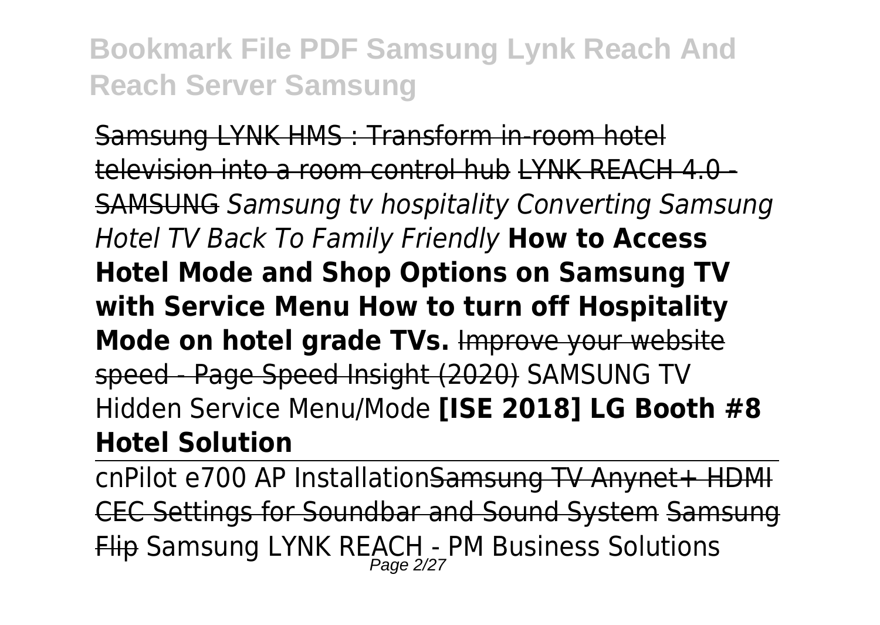Samsung LYNK HMS : Transform in-room hotel television into a room control hub LYNK REACH 4.0 - SAMSUNG *Samsung tv hospitality Converting Samsung Hotel TV Back To Family Friendly* **How to Access Hotel Mode and Shop Options on Samsung TV with Service Menu How to turn off Hospitality Mode on hotel grade TVs.** Improve your website speed - Page Speed Insight (2020) SAMSUNG TV Hidden Service Menu/Mode **[ISE 2018] LG Booth #8 Hotel Solution**

---

cnPilot e700 AP InstallationSamsung TV Anynet+ HDMI CEC Settings for Soundbar and Sound System Samsung Flip Samsung LYNK REACH - PM Business Solutions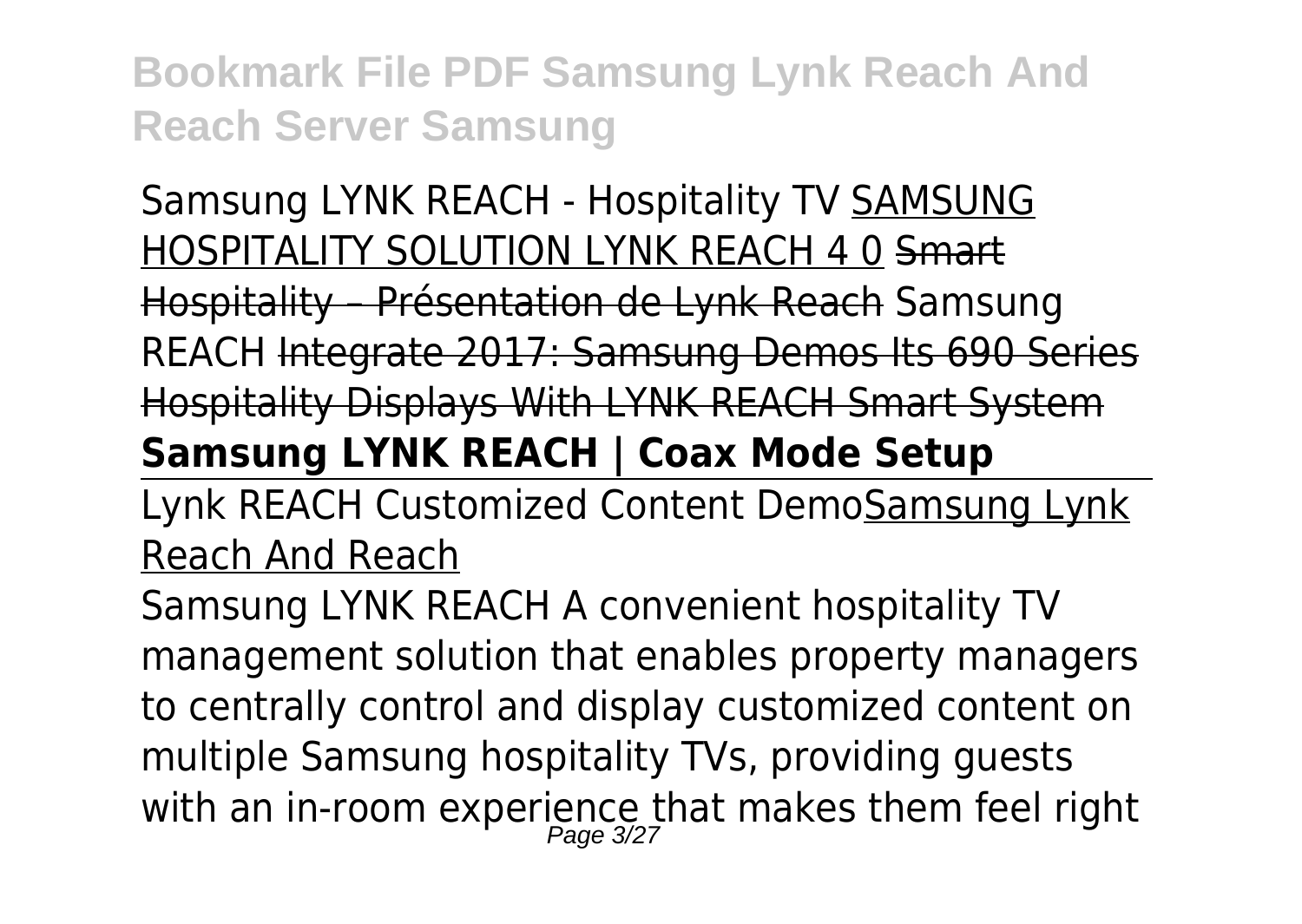Samsung LYNK REACH - Hospitality TV SAMSUNG HOSPITALITY SOLUTION LYNK REACH 4 0 ~~Smart Hospitality – Présentation de Lynk Reach~~ Samsung REACH ~~Integrate 2017: Samsung Demos Its 690 Series Hospitality Displays With LYNK REACH Smart System~~

**Samsung LYNK REACH | Coax Mode Setup**

Lynk REACH Customized Content DemoSamsung Lynk Reach And Reach

Samsung LYNK REACH A convenient hospitality TV management solution that enables property managers to centrally control and display customized content on multiple Samsung hospitality TVs, providing guests with an in-room experience that makes them feel right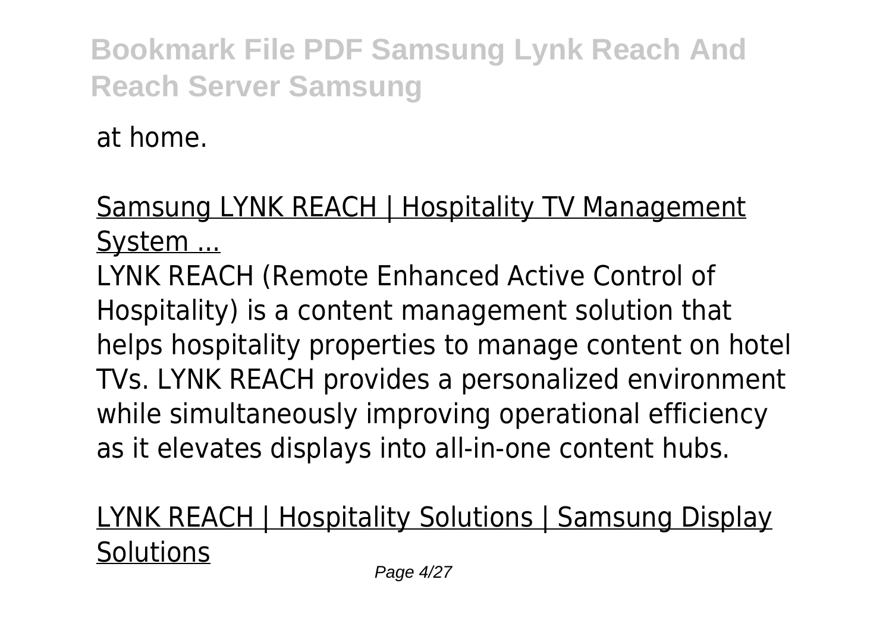at home.

Samsung LYNK REACH | Hospitality TV Management System ...

LYNK REACH (Remote Enhanced Active Control of Hospitality) is a content management solution that helps hospitality properties to manage content on hotel TVs. LYNK REACH provides a personalized environment while simultaneously improving operational efficiency as it elevates displays into all-in-one content hubs.

LYNK REACH | Hospitality Solutions | Samsung Display Solutions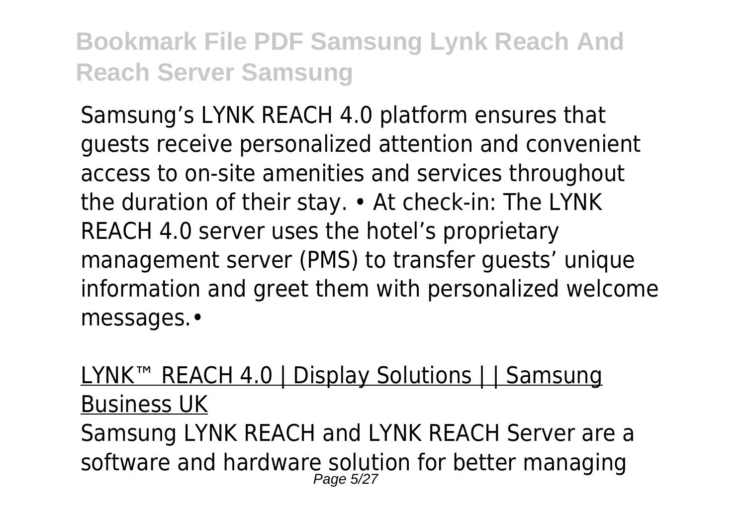Samsung's LYNK REACH 4.0 platform ensures that guests receive personalized attention and convenient access to on-site amenities and services throughout the duration of their stay. • At check-in: The LYNK REACH 4.0 server uses the hotel's proprietary management server (PMS) to transfer guests' unique information and greet them with personalized welcome messages.•

LYNK™ REACH 4.0 | Display Solutions | | Samsung Business UK

Samsung LYNK REACH and LYNK REACH Server are a software and hardware solution for better managing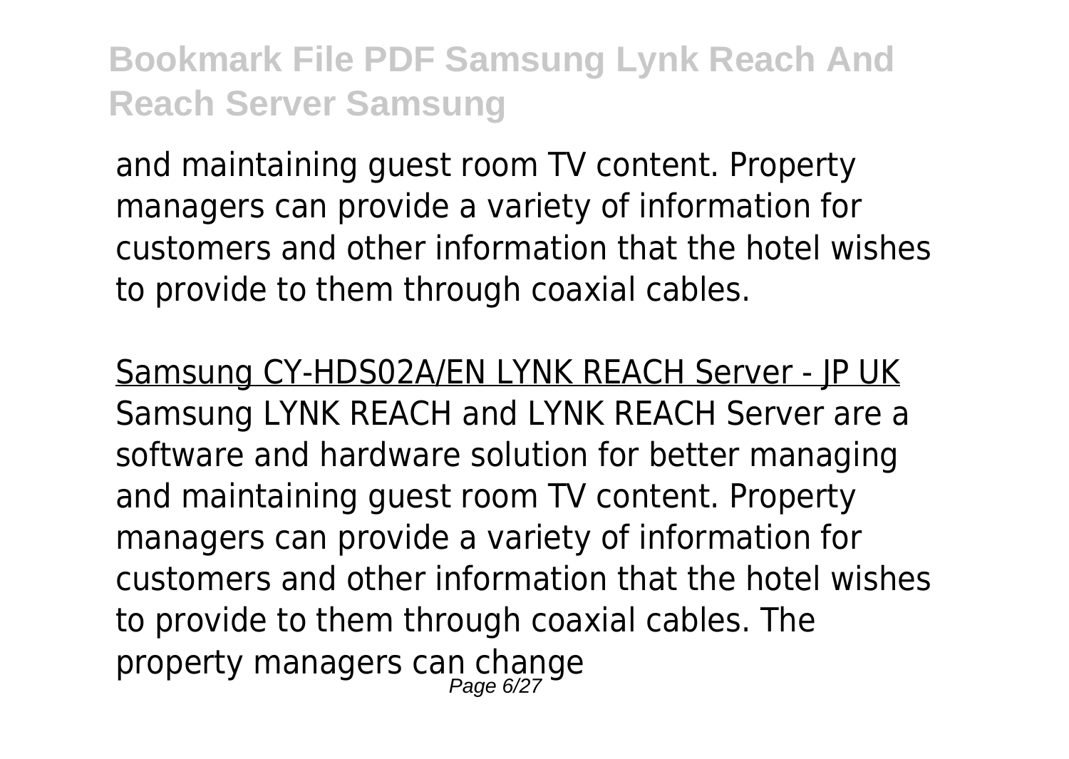and maintaining guest room TV content. Property managers can provide a variety of information for customers and other information that the hotel wishes to provide to them through coaxial cables.

Samsung CY-HDS02A/EN LYNK REACH Server - JP UK
Samsung LYNK REACH and LYNK REACH Server are a software and hardware solution for better managing and maintaining guest room TV content. Property managers can provide a variety of information for customers and other information that the hotel wishes to provide to them through coaxial cables. The property managers can change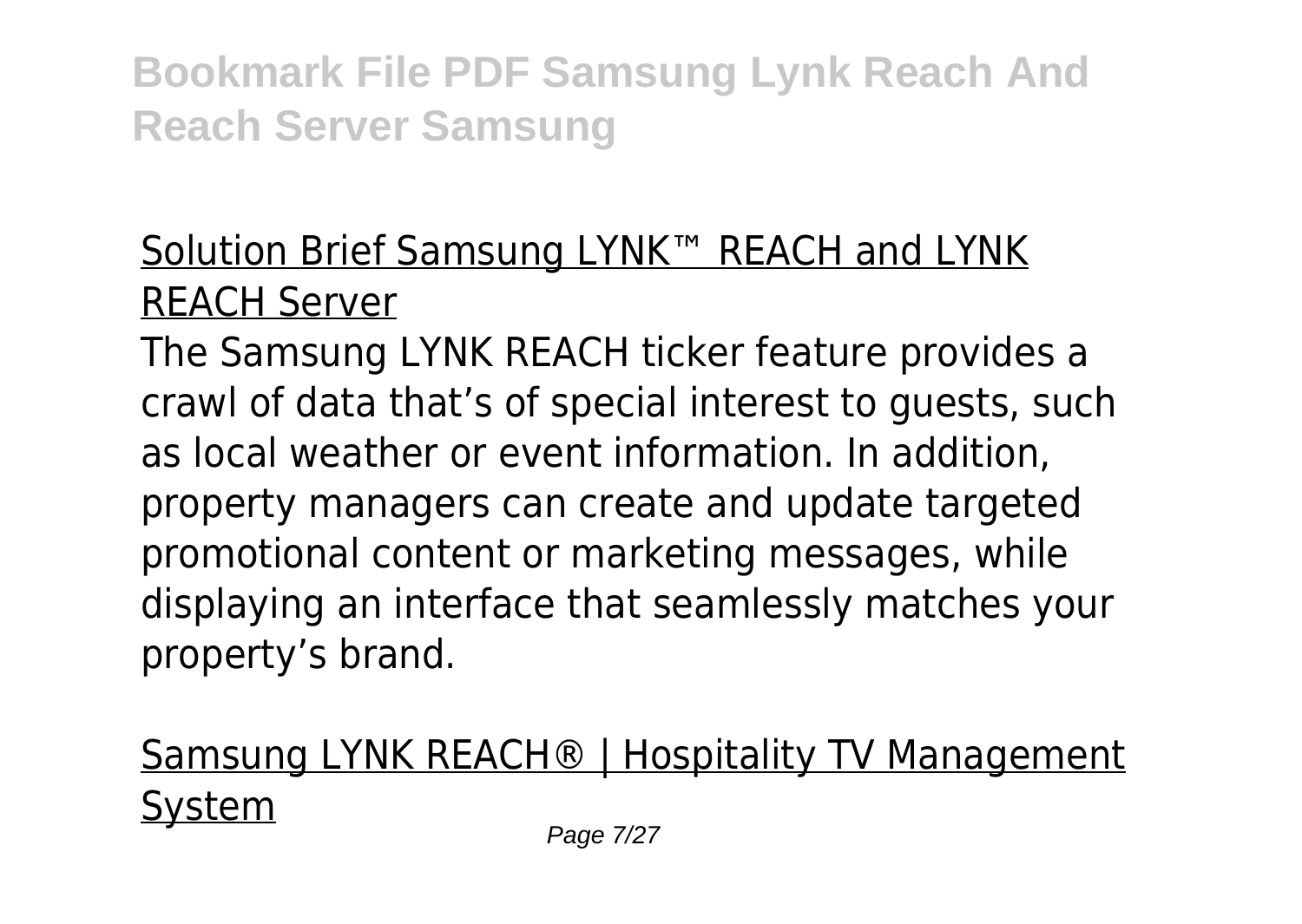Solution Brief Samsung LYNK™ REACH and LYNK REACH Server

The Samsung LYNK REACH ticker feature provides a crawl of data that's of special interest to guests, such as local weather or event information. In addition, property managers can create and update targeted promotional content or marketing messages, while displaying an interface that seamlessly matches your property's brand.

Samsung LYNK REACH® | Hospitality TV Management System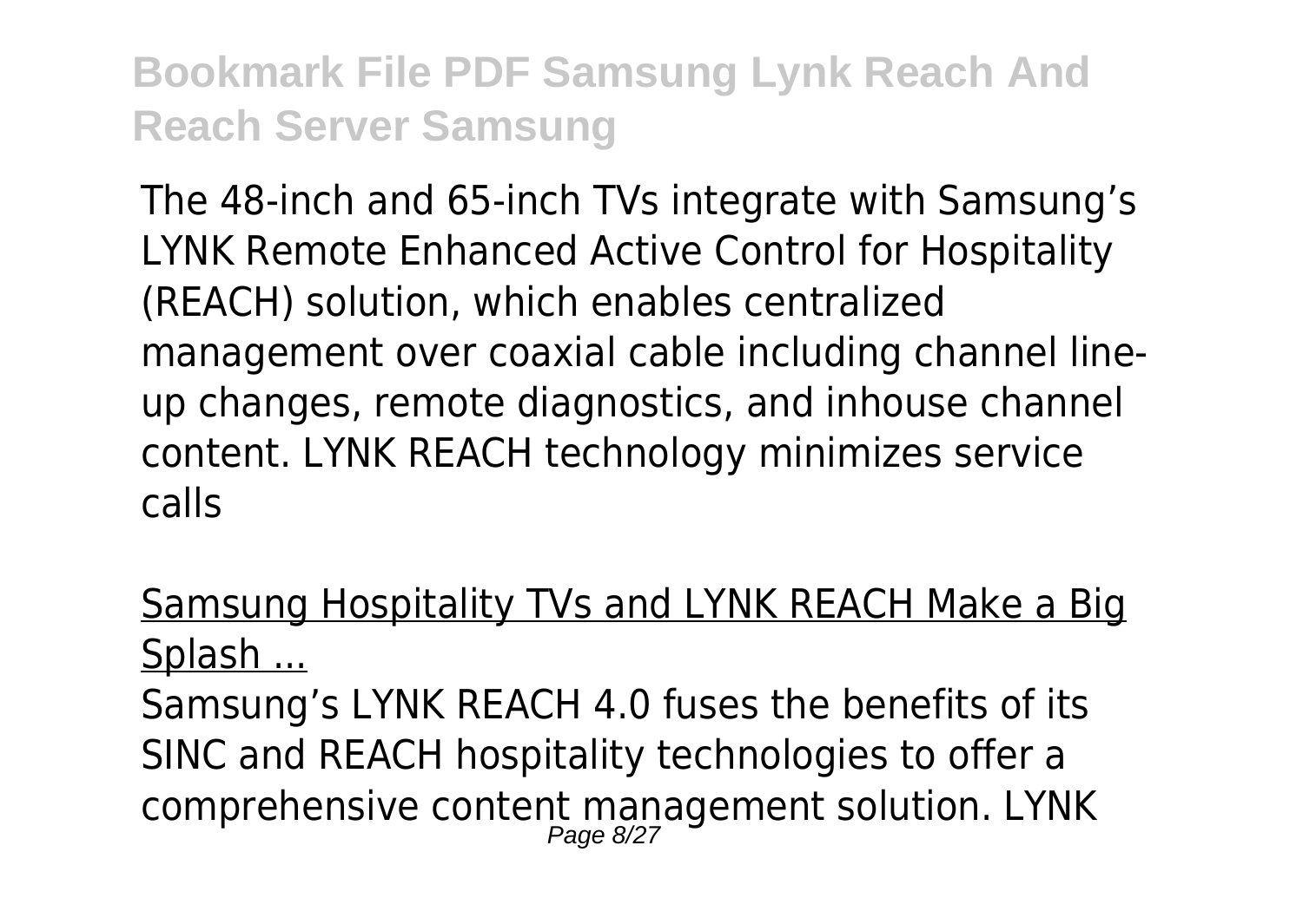The 48-inch and 65-inch TVs integrate with Samsung's LYNK Remote Enhanced Active Control for Hospitality (REACH) solution, which enables centralized management over coaxial cable including channel line-up changes, remote diagnostics, and inhouse channel content. LYNK REACH technology minimizes service calls

Samsung Hospitality TVs and LYNK REACH Make a Big Splash ...

Samsung's LYNK REACH 4.0 fuses the benefits of its SINC and REACH hospitality technologies to offer a comprehensive content management solution. LYNK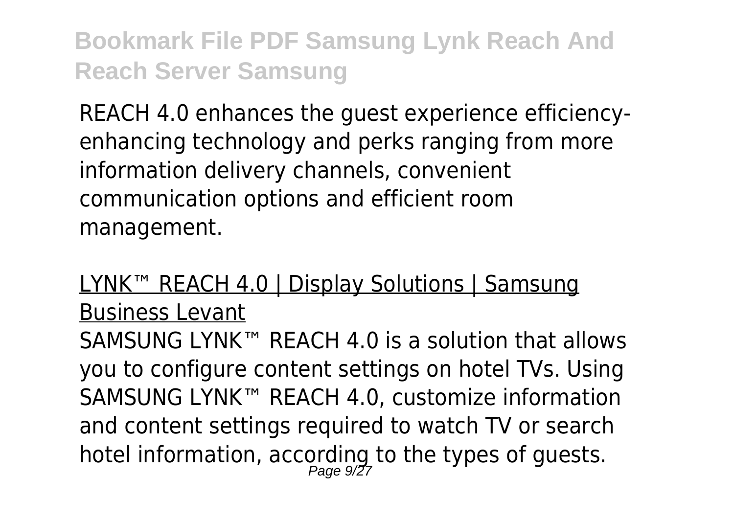REACH 4.0 enhances the guest experience efficiency-enhancing technology and perks ranging from more information delivery channels, convenient communication options and efficient room management.

LYNK™ REACH 4.0 | Display Solutions | Samsung Business Levant

SAMSUNG LYNK™ REACH 4.0 is a solution that allows you to configure content settings on hotel TVs. Using SAMSUNG LYNK™ REACH 4.0, customize information and content settings required to watch TV or search hotel information, according to the types of guests.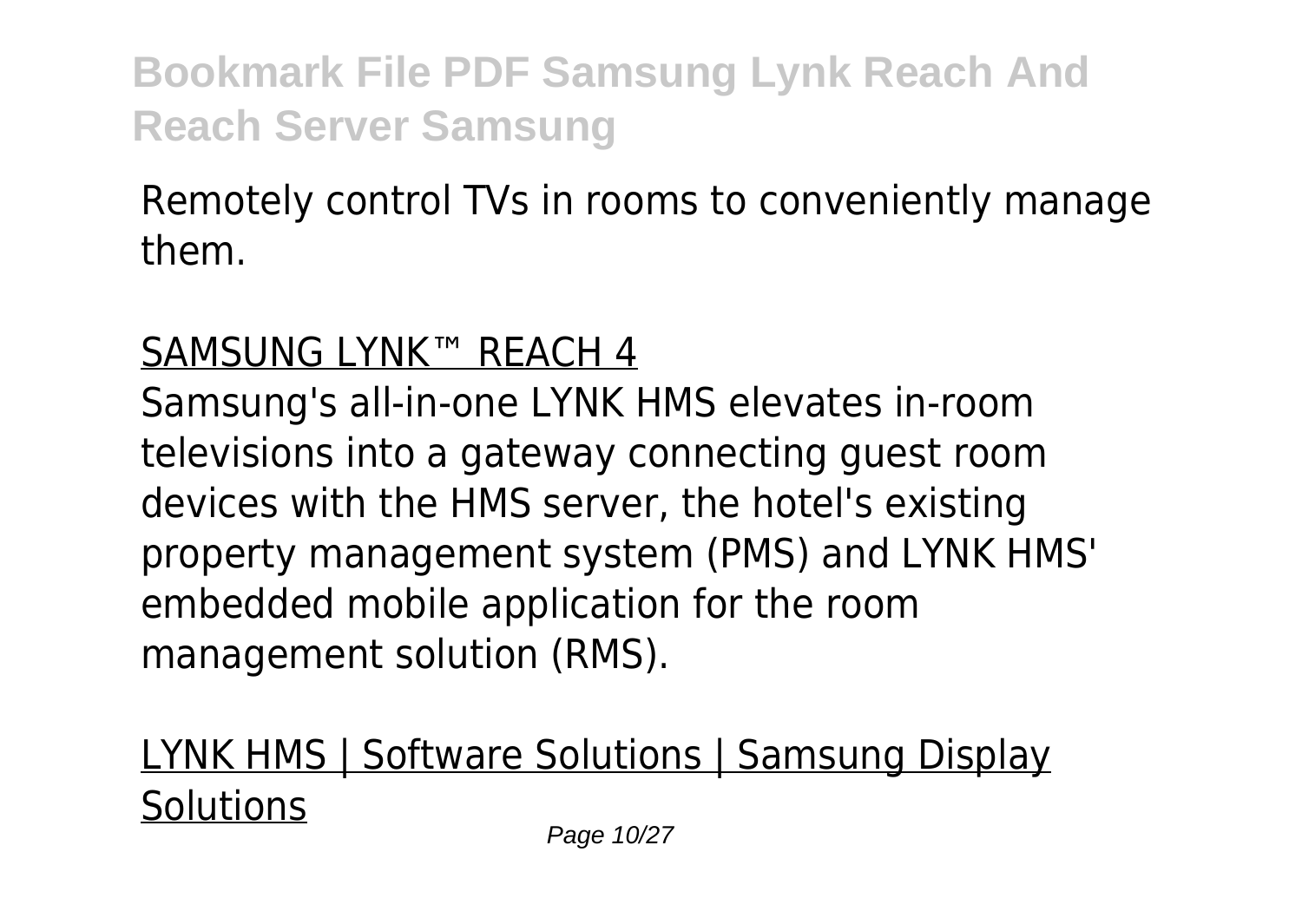Remotely control TVs in rooms to conveniently manage them.

SAMSUNG LYNK™ REACH 4

Samsung's all-in-one LYNK HMS elevates in-room televisions into a gateway connecting guest room devices with the HMS server, the hotel's existing property management system (PMS) and LYNK HMS' embedded mobile application for the room management solution (RMS).

LYNK HMS | Software Solutions | Samsung Display Solutions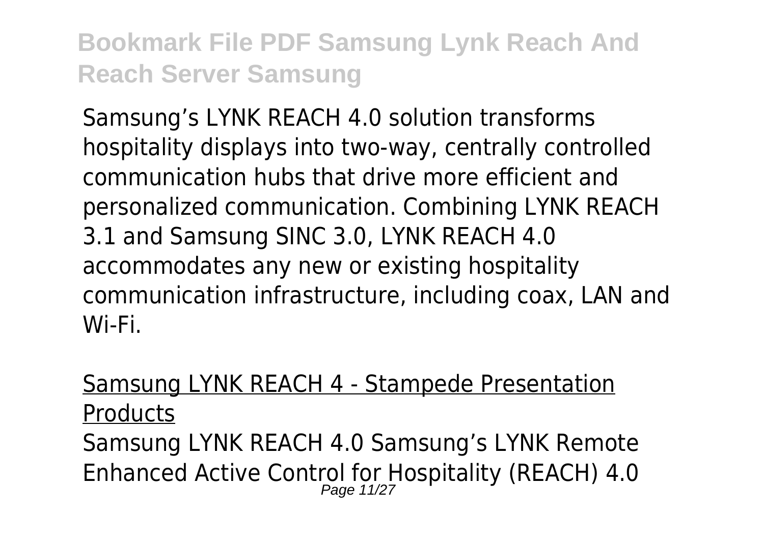Samsung’s LYNK REACH 4.0 solution transforms hospitality displays into two-way, centrally controlled communication hubs that drive more efficient and personalized communication. Combining LYNK REACH 3.1 and Samsung SINC 3.0, LYNK REACH 4.0 accommodates any new or existing hospitality communication infrastructure, including coax, LAN and Wi-Fi.

Samsung LYNK REACH 4 - Stampede Presentation Products

Samsung LYNK REACH 4.0 Samsung’s LYNK Remote Enhanced Active Control for Hospitality (REACH) 4.0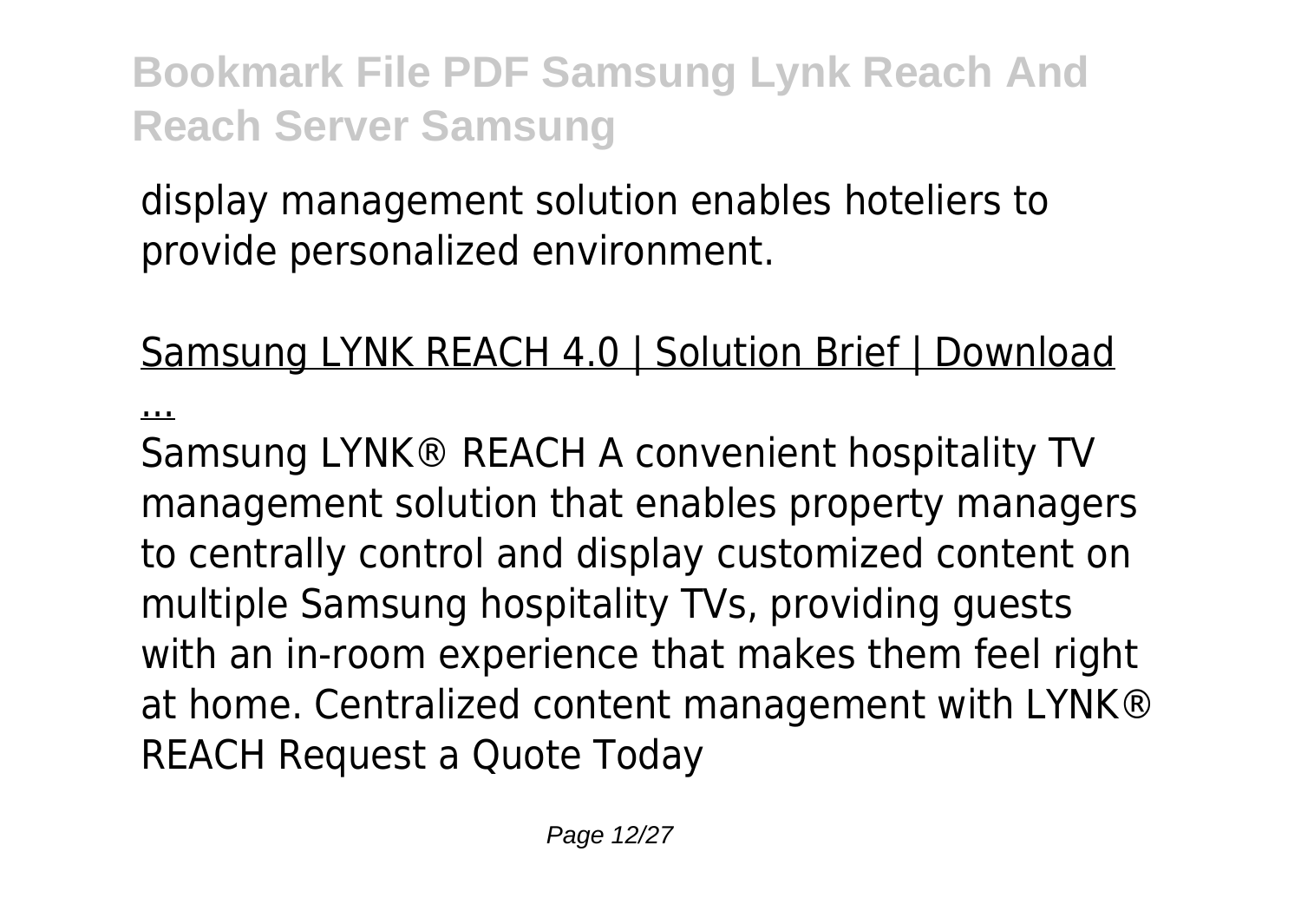display management solution enables hoteliers to provide personalized environment.

Samsung LYNK REACH 4.0 | Solution Brief | Download ...

Samsung LYNK® REACH A convenient hospitality TV management solution that enables property managers to centrally control and display customized content on multiple Samsung hospitality TVs, providing guests with an in-room experience that makes them feel right at home. Centralized content management with LYNK® REACH Request a Quote Today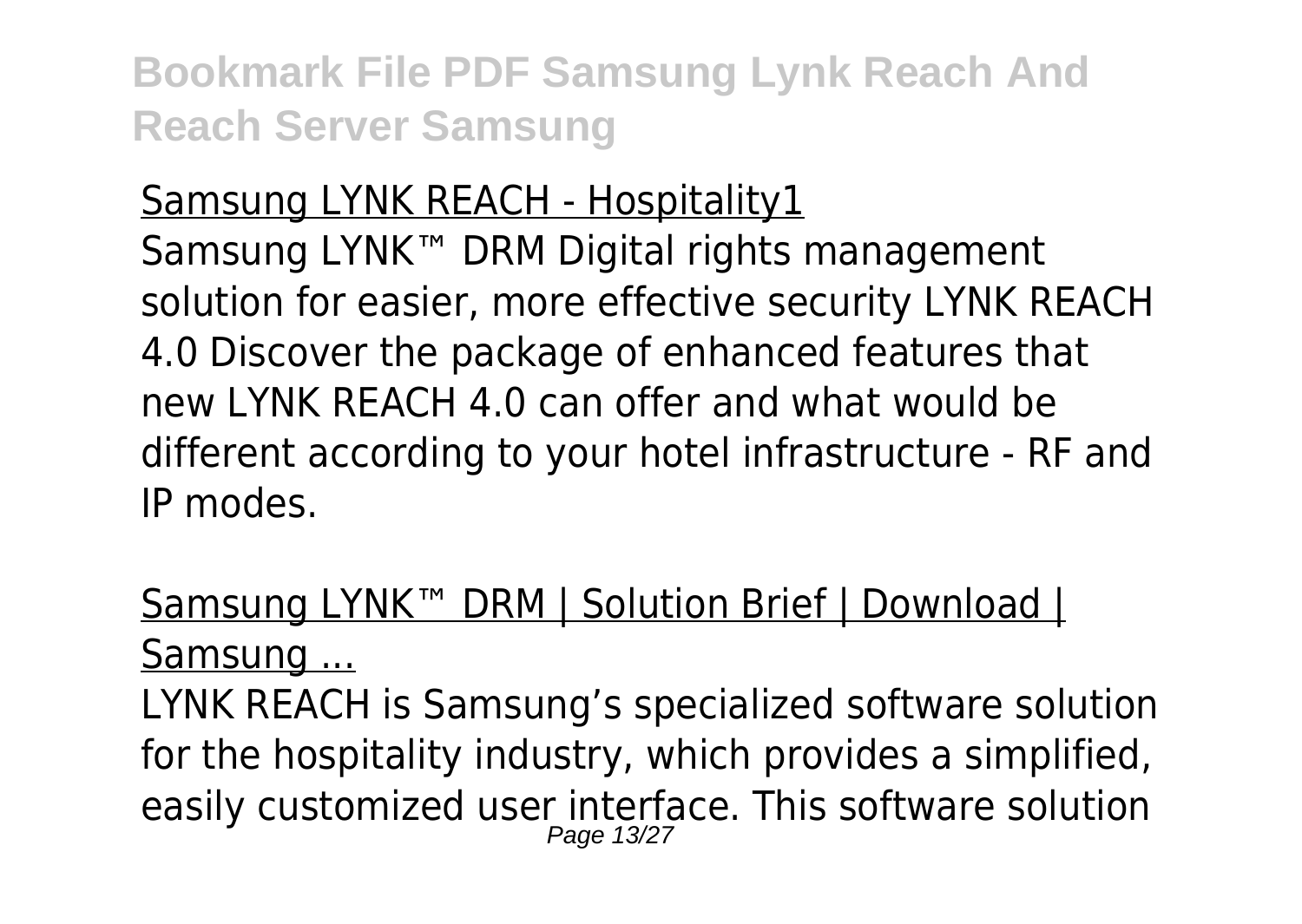Samsung LYNK REACH - Hospitality1

Samsung LYNK™ DRM Digital rights management solution for easier, more effective security LYNK REACH 4.0 Discover the package of enhanced features that new LYNK REACH 4.0 can offer and what would be different according to your hotel infrastructure - RF and IP modes.

Samsung LYNK™ DRM | Solution Brief | Download | Samsung ...

LYNK REACH is Samsung's specialized software solution for the hospitality industry, which provides a simplified, easily customized user interface. This software solution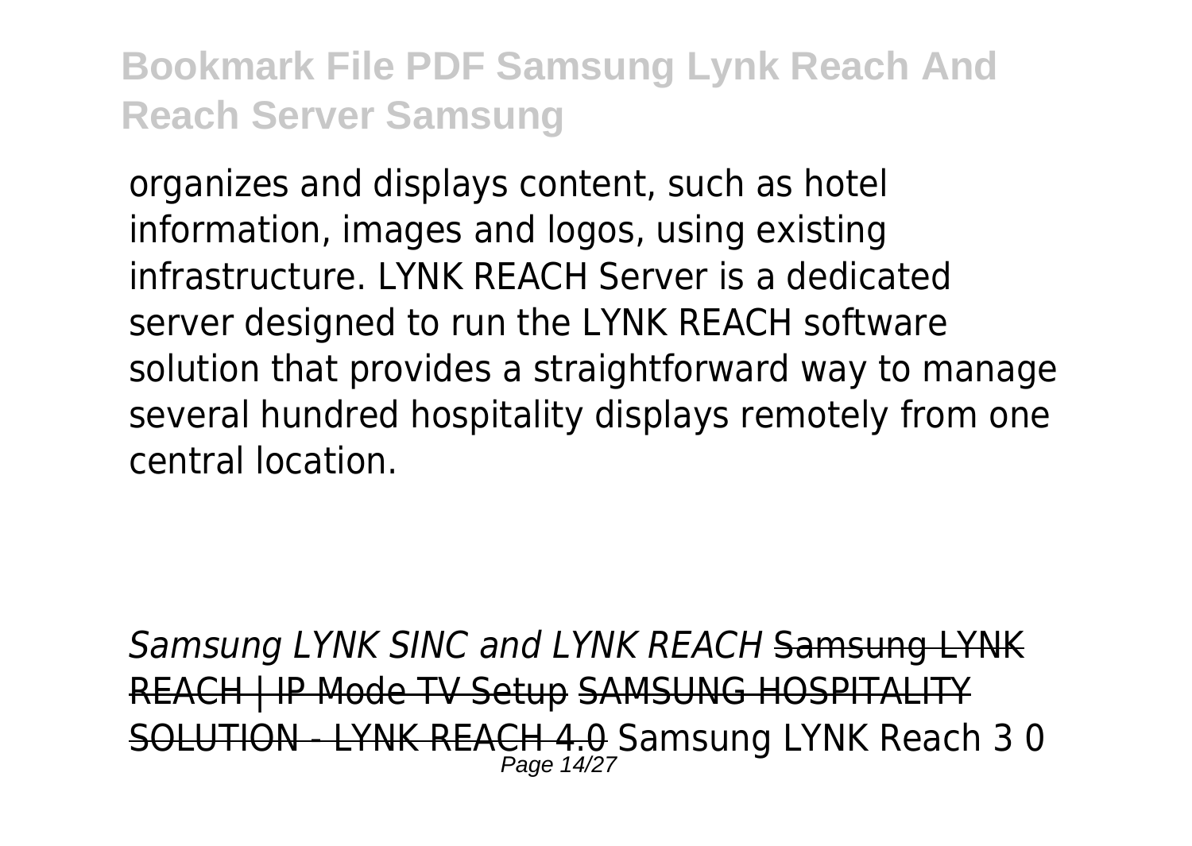organizes and displays content, such as hotel information, images and logos, using existing infrastructure. LYNK REACH Server is a dedicated server designed to run the LYNK REACH software solution that provides a straightforward way to manage several hundred hospitality displays remotely from one central location.

*Samsung LYNK SINC and LYNK REACH* ~~Samsung LYNK REACH | IP Mode TV Setup~~ ~~SAMSUNG HOSPITALITY SOLUTION - LYNK REACH 4.0~~ Samsung LYNK Reach 3 0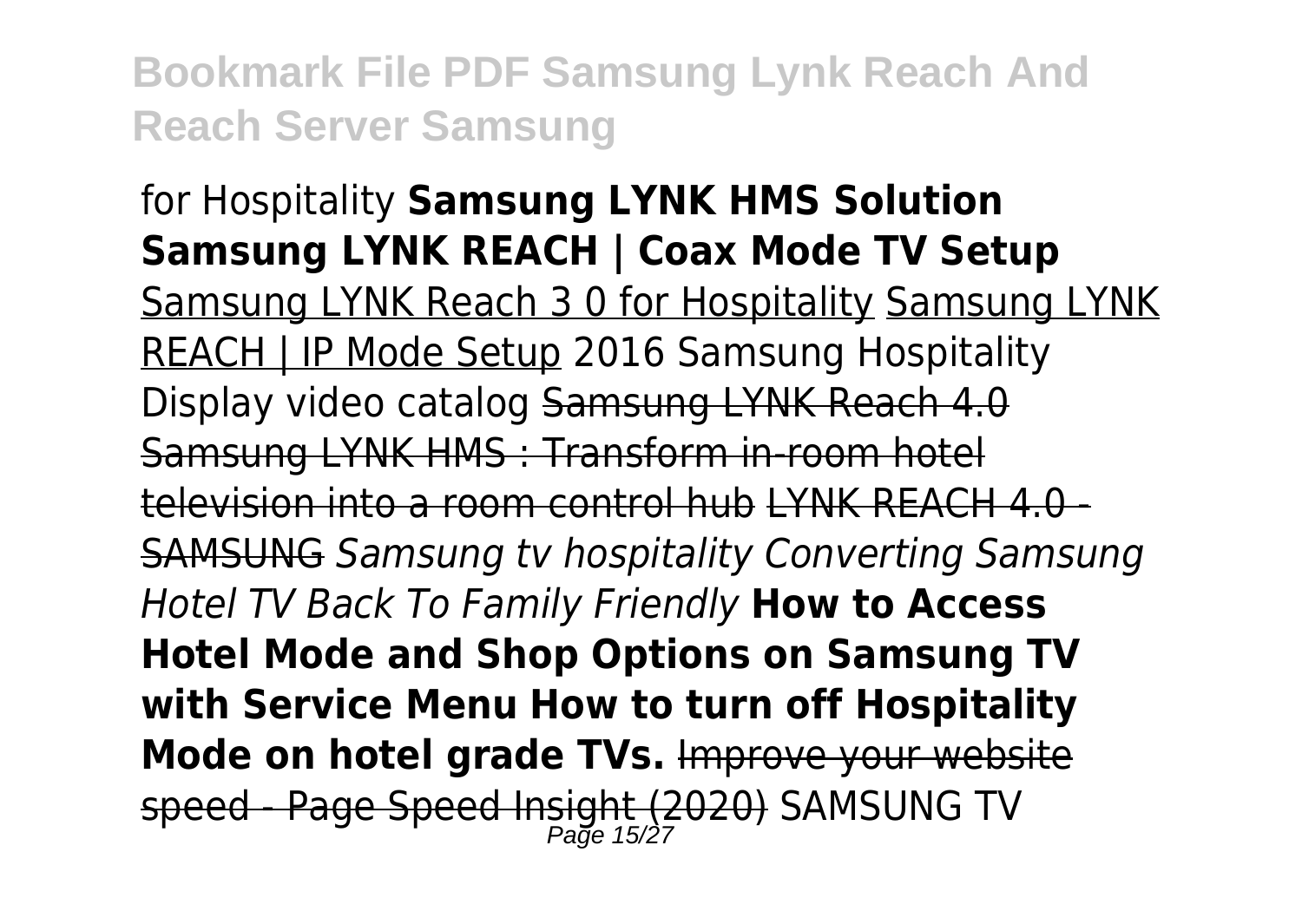for Hospitality **Samsung LYNK HMS Solution Samsung LYNK REACH | Coax Mode TV Setup** Samsung LYNK Reach 3 0 for Hospitality Samsung LYNK REACH | IP Mode Setup 2016 Samsung Hospitality Display video catalog ~~Samsung LYNK Reach 4.0 Samsung LYNK HMS : Transform in-room hotel television into a room control hub LYNK REACH 4.0 - SAMSUNG~~ *Samsung tv hospitality Converting Samsung Hotel TV Back To Family Friendly* **How to Access Hotel Mode and Shop Options on Samsung TV with Service Menu How to turn off Hospitality Mode on hotel grade TVs.** ~~Improve your website speed - Page Speed Insight (2020)~~ SAMSUNG TV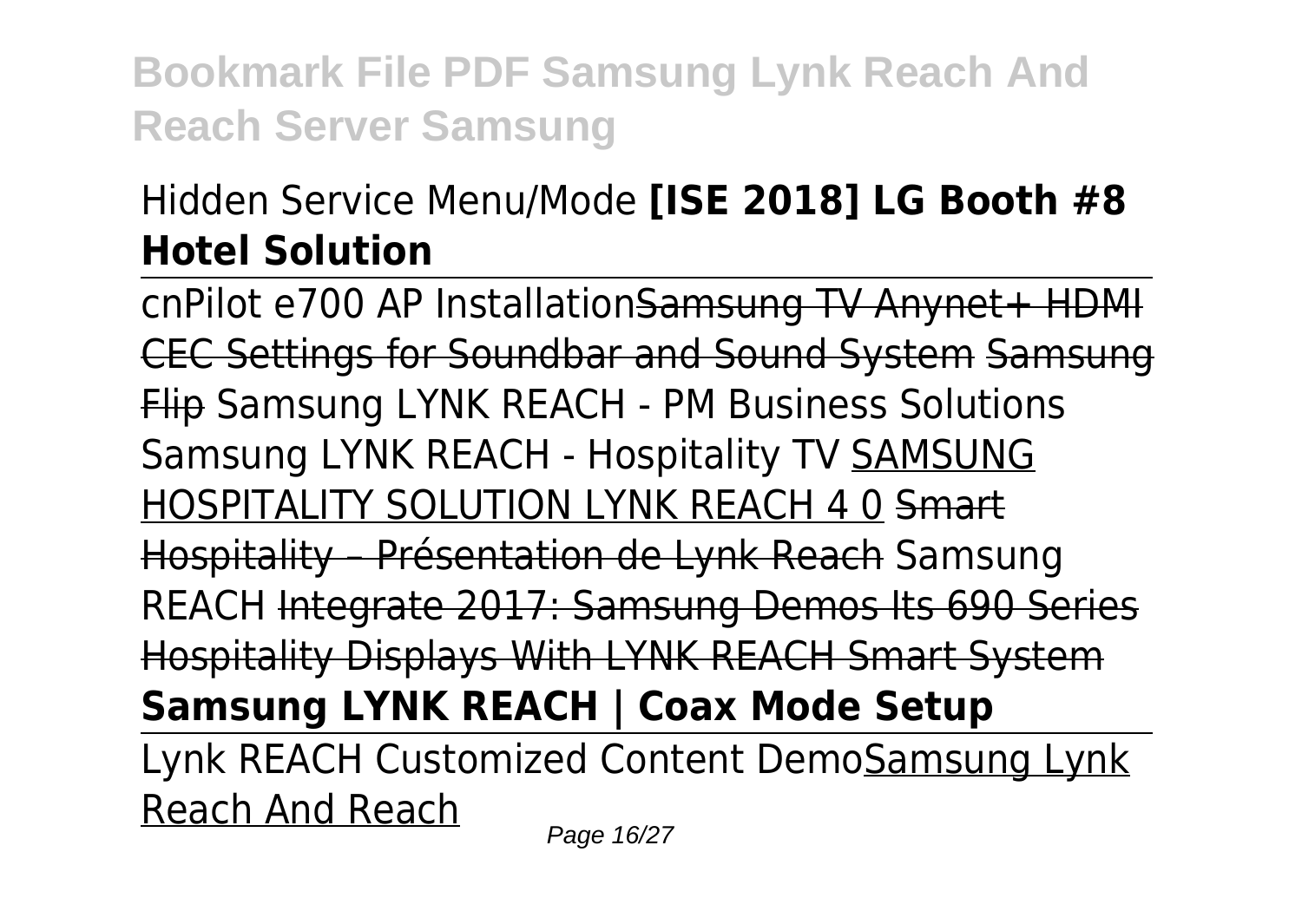Hidden Service Menu/Mode **[ISE 2018] LG Booth #8 Hotel Solution**

cnPilot e700 AP InstallationSamsung TV Anynet+ HDMI CEC Settings for Soundbar and Sound System Samsung Flip Samsung LYNK REACH - PM Business Solutions Samsung LYNK REACH - Hospitality TV SAMSUNG HOSPITALITY SOLUTION LYNK REACH 4 0 Smart Hospitality – Présentation de Lynk Reach Samsung REACH Integrate 2017: Samsung Demos Its 690 Series Hospitality Displays With LYNK REACH Smart System **Samsung LYNK REACH | Coax Mode Setup**

Lynk REACH Customized Content DemoSamsung Lynk Reach And Reach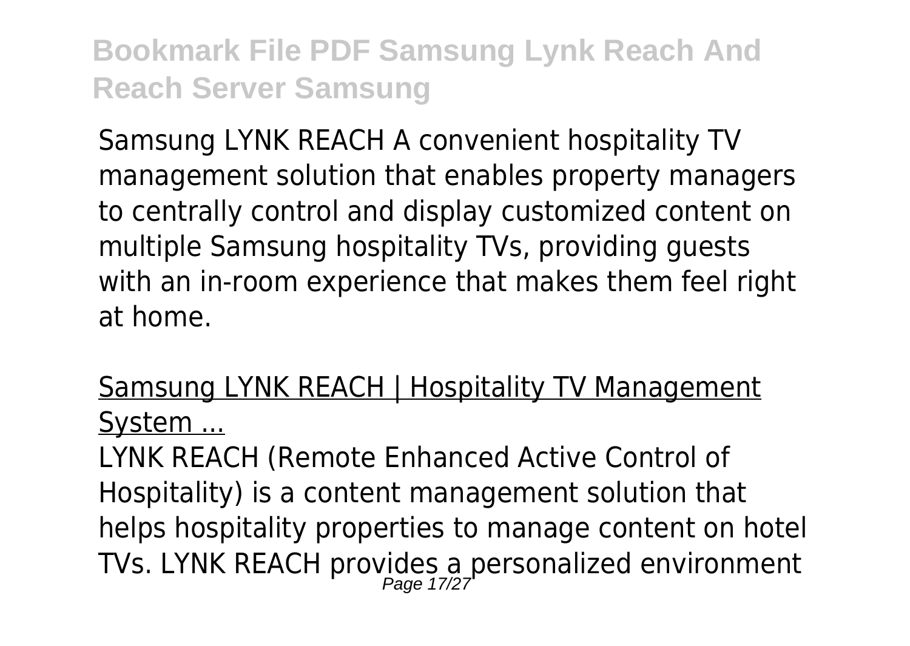Samsung LYNK REACH A convenient hospitality TV management solution that enables property managers to centrally control and display customized content on multiple Samsung hospitality TVs, providing guests with an in-room experience that makes them feel right at home.

Samsung LYNK REACH | Hospitality TV Management System ...

LYNK REACH (Remote Enhanced Active Control of Hospitality) is a content management solution that helps hospitality properties to manage content on hotel TVs. LYNK REACH provides a personalized environment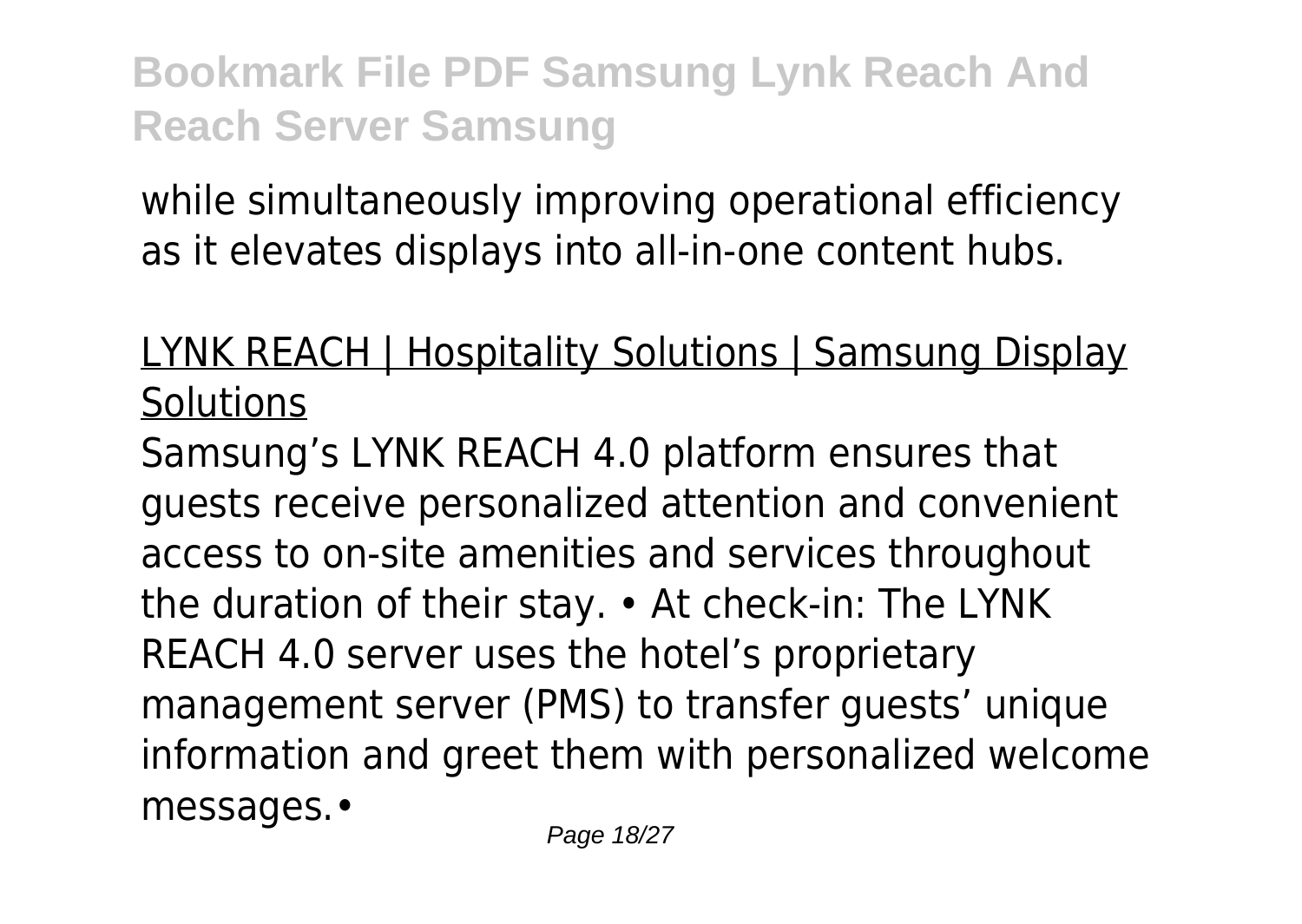while simultaneously improving operational efficiency as it elevates displays into all-in-one content hubs.

LYNK REACH | Hospitality Solutions | Samsung Display Solutions

Samsung's LYNK REACH 4.0 platform ensures that guests receive personalized attention and convenient access to on-site amenities and services throughout the duration of their stay. • At check-in: The LYNK REACH 4.0 server uses the hotel's proprietary management server (PMS) to transfer guests' unique information and greet them with personalized welcome messages.•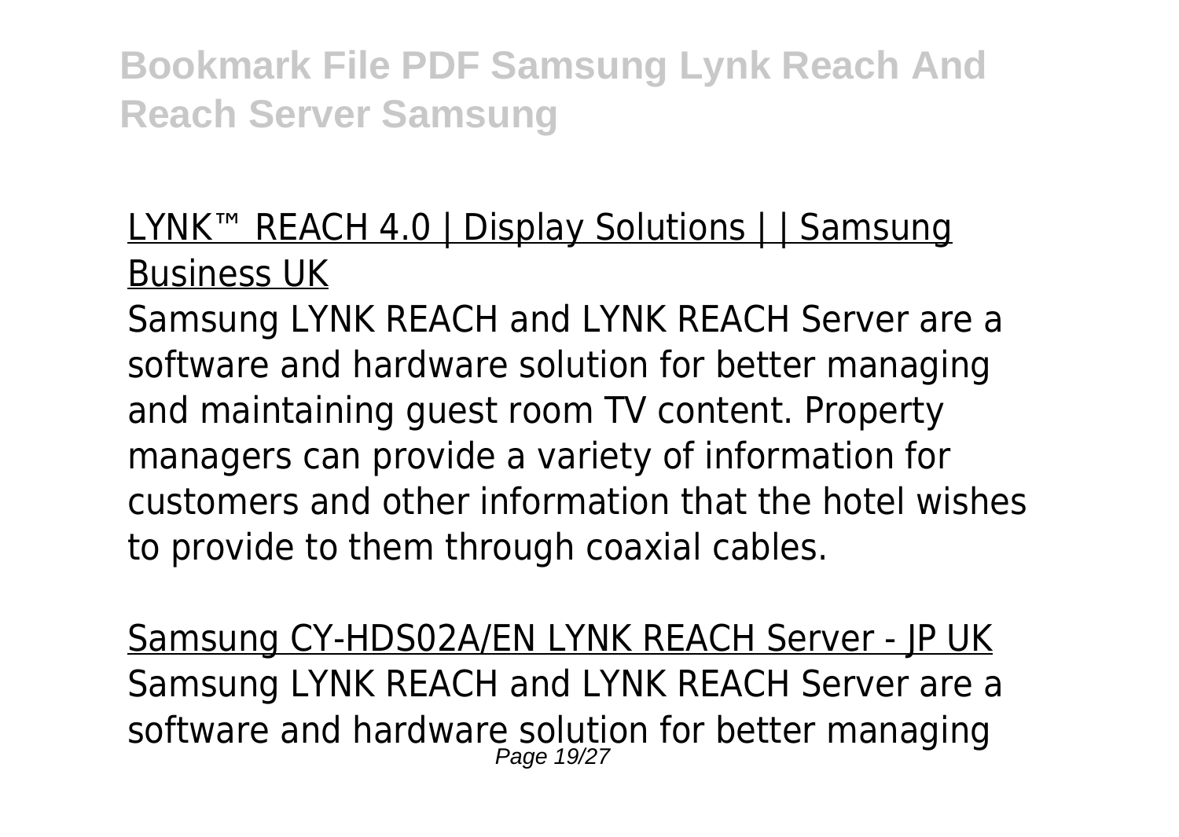LYNK™ REACH 4.0 | Display Solutions | | Samsung Business UK

Samsung LYNK REACH and LYNK REACH Server are a software and hardware solution for better managing and maintaining guest room TV content. Property managers can provide a variety of information for customers and other information that the hotel wishes to provide to them through coaxial cables.

Samsung CY-HDS02A/EN LYNK REACH Server - JP UK

Samsung LYNK REACH and LYNK REACH Server are a software and hardware solution for better managing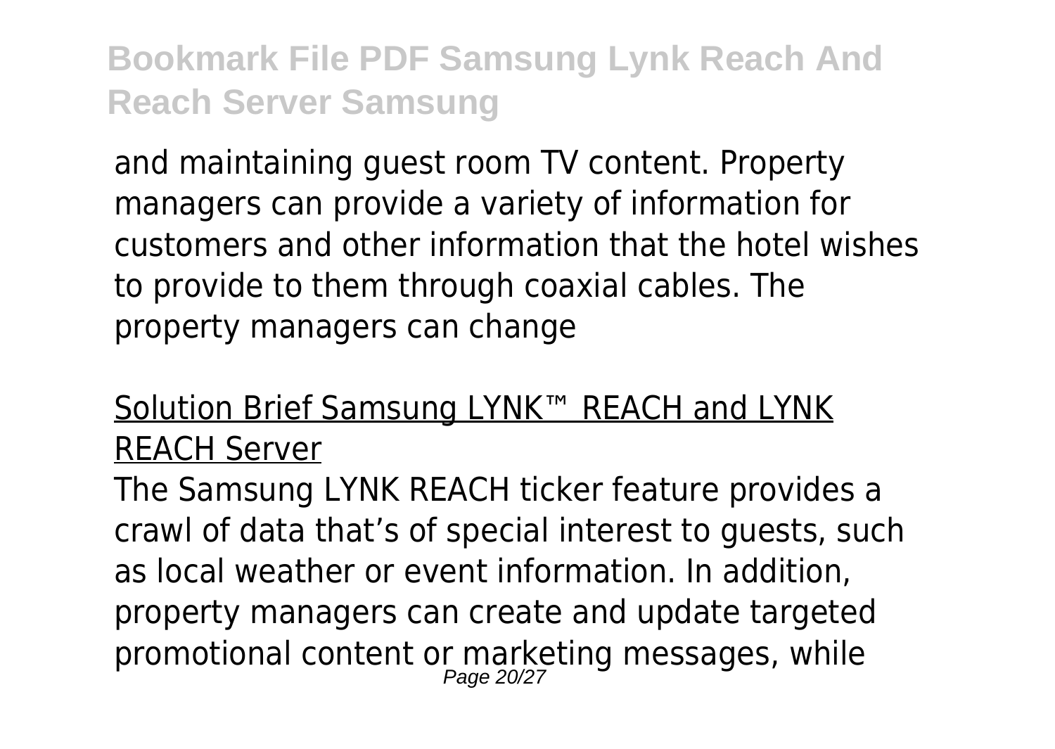and maintaining guest room TV content. Property managers can provide a variety of information for customers and other information that the hotel wishes to provide to them through coaxial cables. The property managers can change

Solution Brief Samsung LYNK™ REACH and LYNK REACH Server

The Samsung LYNK REACH ticker feature provides a crawl of data that’s of special interest to guests, such as local weather or event information. In addition, property managers can create and update targeted promotional content or marketing messages, while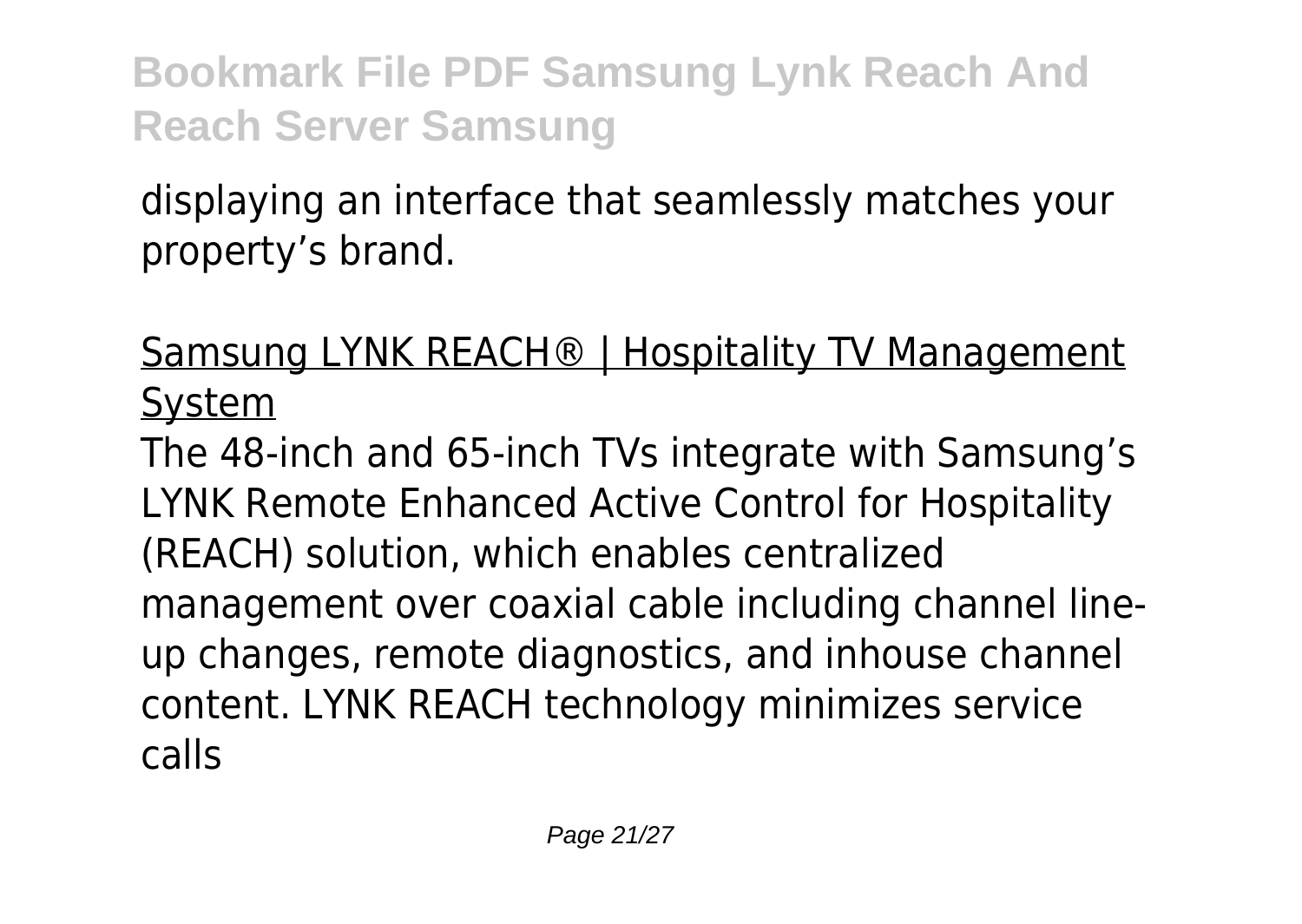displaying an interface that seamlessly matches your property's brand.

Samsung LYNK REACH® | Hospitality TV Management System

The 48-inch and 65-inch TVs integrate with Samsung's LYNK Remote Enhanced Active Control for Hospitality (REACH) solution, which enables centralized management over coaxial cable including channel line-up changes, remote diagnostics, and inhouse channel content. LYNK REACH technology minimizes service calls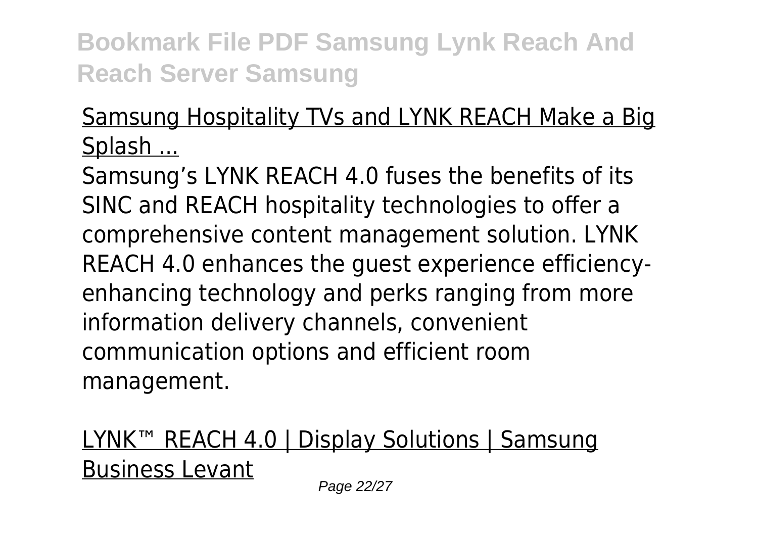Samsung Hospitality TVs and LYNK REACH Make a Big Splash ...

Samsung's LYNK REACH 4.0 fuses the benefits of its SINC and REACH hospitality technologies to offer a comprehensive content management solution. LYNK REACH 4.0 enhances the guest experience efficiency-enhancing technology and perks ranging from more information delivery channels, convenient communication options and efficient room management.

LYNK™ REACH 4.0 | Display Solutions | Samsung Business Levant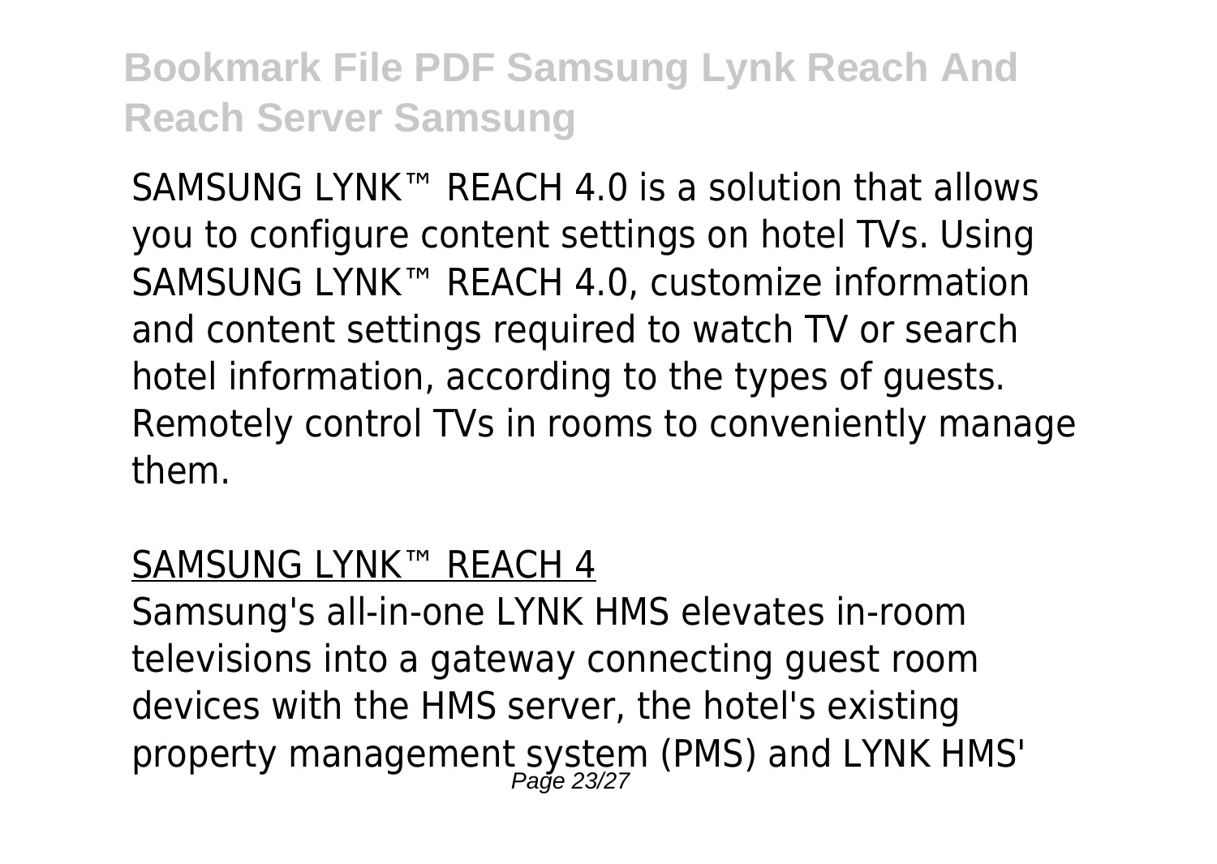SAMSUNG LYNK™ REACH 4.0 is a solution that allows you to configure content settings on hotel TVs. Using SAMSUNG LYNK™ REACH 4.0, customize information and content settings required to watch TV or search hotel information, according to the types of guests. Remotely control TVs in rooms to conveniently manage them.

## SAMSUNG LYNK™ REACH 4

Samsung's all-in-one LYNK HMS elevates in-room televisions into a gateway connecting guest room devices with the HMS server, the hotel's existing property management system (PMS) and LYNK HMS'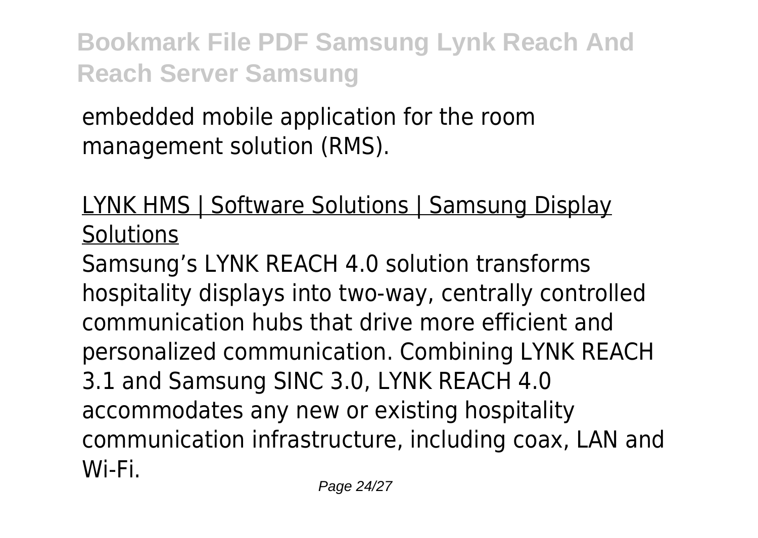embedded mobile application for the room management solution (RMS).

LYNK HMS | Software Solutions | Samsung Display Solutions

Samsung's LYNK REACH 4.0 solution transforms hospitality displays into two-way, centrally controlled communication hubs that drive more efficient and personalized communication. Combining LYNK REACH 3.1 and Samsung SINC 3.0, LYNK REACH 4.0 accommodates any new or existing hospitality communication infrastructure, including coax, LAN and Wi-Fi.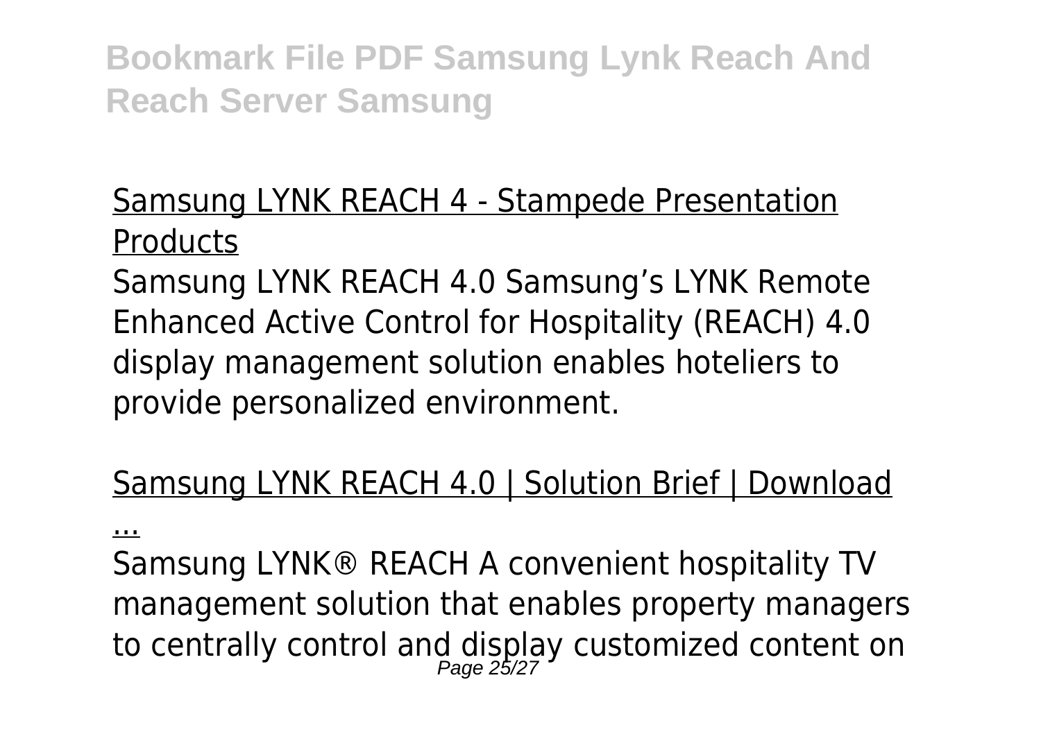## Samsung LYNK REACH 4 - Stampede Presentation Products

Samsung LYNK REACH 4.0 Samsung's LYNK Remote Enhanced Active Control for Hospitality (REACH) 4.0 display management solution enables hoteliers to provide personalized environment.

## Samsung LYNK REACH 4.0 | Solution Brief | Download ...

Samsung LYNK® REACH A convenient hospitality TV management solution that enables property managers to centrally control and display customized content on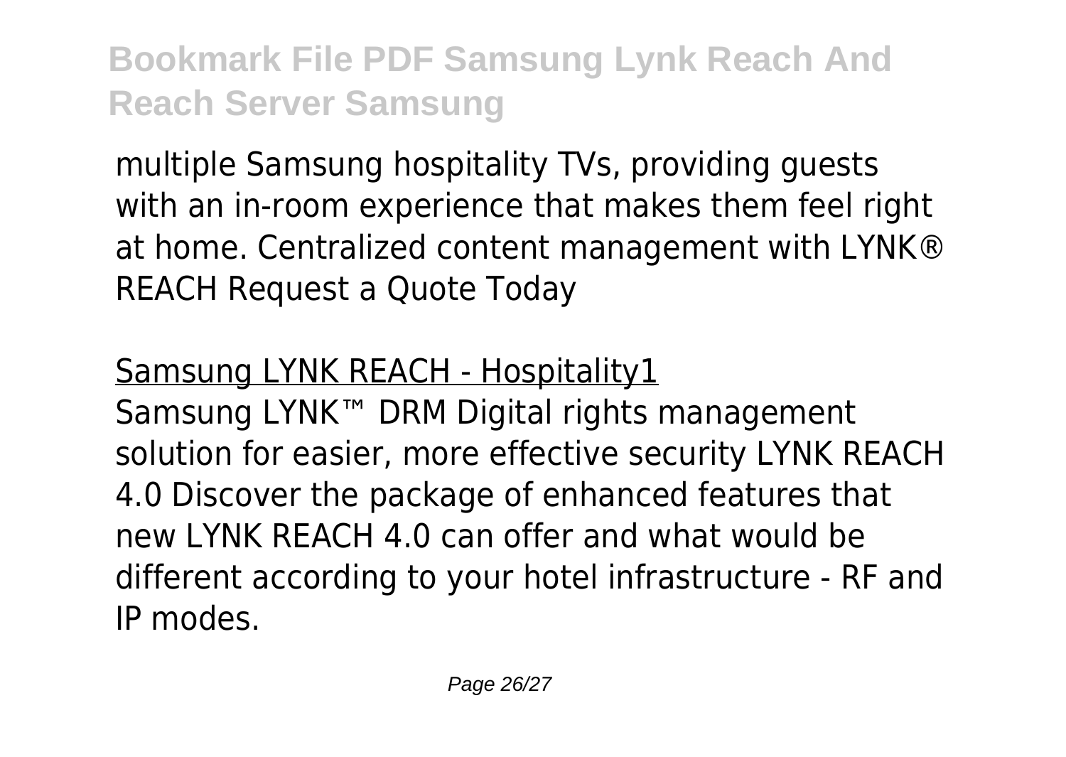multiple Samsung hospitality TVs, providing guests with an in-room experience that makes them feel right at home. Centralized content management with LYNK® REACH Request a Quote Today

## Samsung LYNK REACH - Hospitality1

Samsung LYNK™ DRM Digital rights management solution for easier, more effective security LYNK REACH 4.0 Discover the package of enhanced features that new LYNK REACH 4.0 can offer and what would be different according to your hotel infrastructure - RF and IP modes.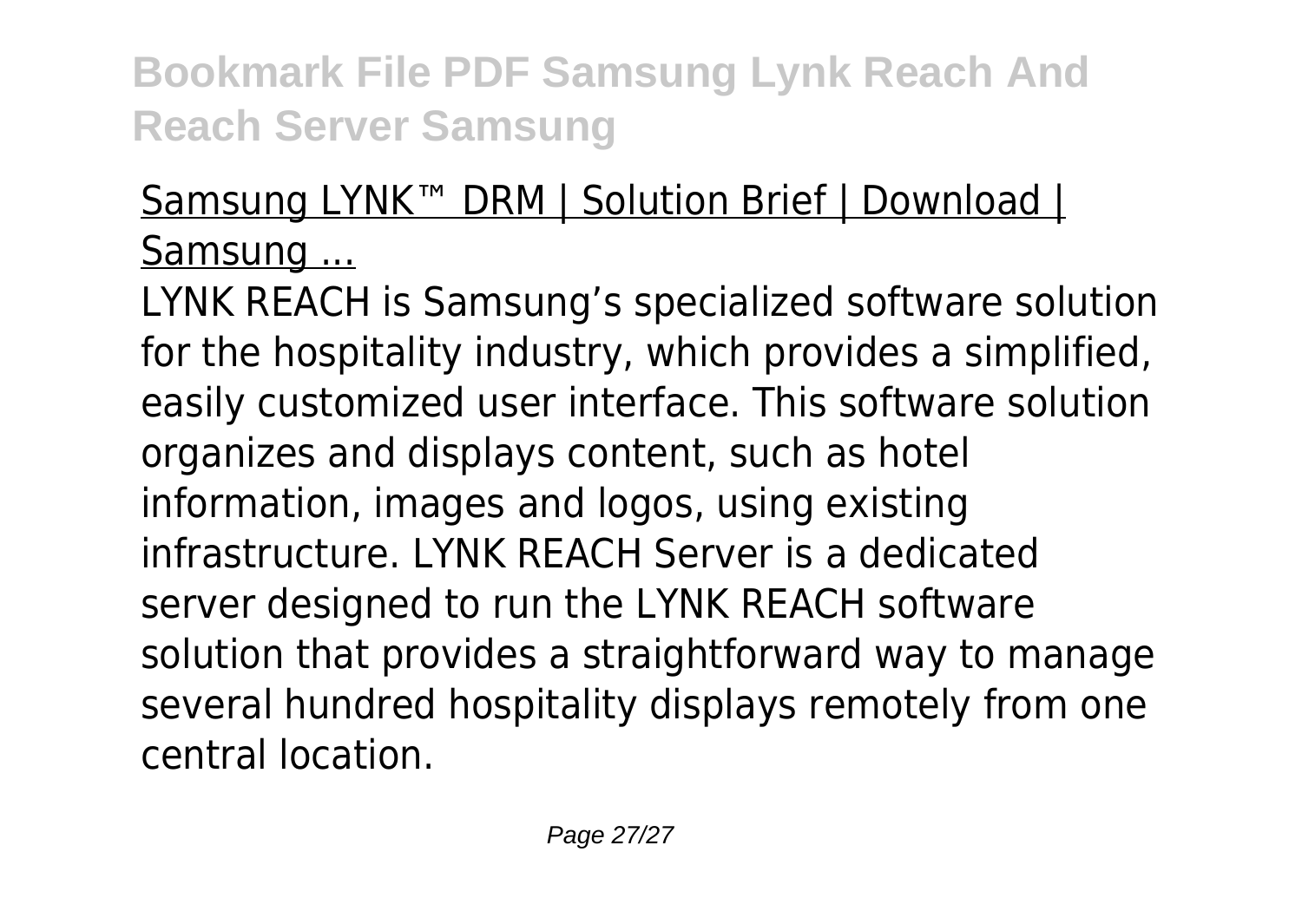Samsung LYNK™ DRM | Solution Brief | Download | Samsung ...

LYNK REACH is Samsung's specialized software solution for the hospitality industry, which provides a simplified, easily customized user interface. This software solution organizes and displays content, such as hotel information, images and logos, using existing infrastructure. LYNK REACH Server is a dedicated server designed to run the LYNK REACH software solution that provides a straightforward way to manage several hundred hospitality displays remotely from one central location.